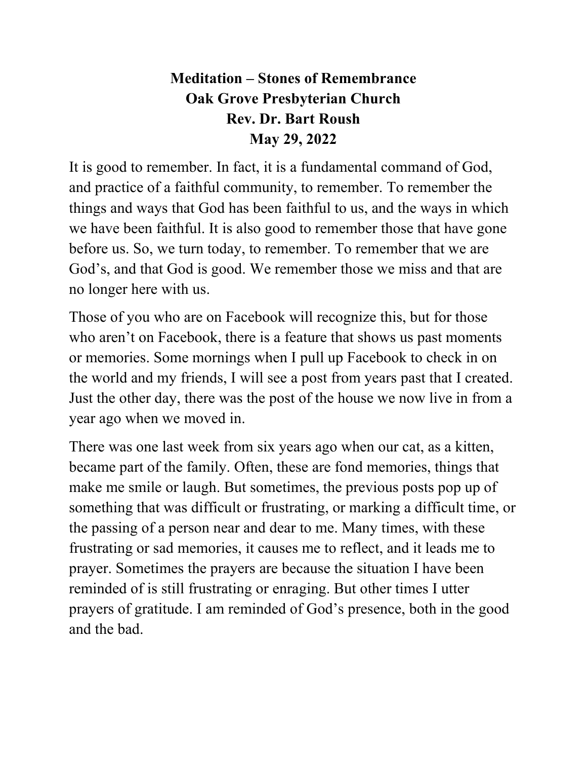# Meditation – Stones of Remembrance
## Oak Grove Presbyterian Church
## Rev. Dr. Bart Roush
## May 29, 2022

It is good to remember. In fact, it is a fundamental command of God, and practice of a faithful community, to remember. To remember the things and ways that God has been faithful to us, and the ways in which we have been faithful. It is also good to remember those that have gone before us. So, we turn today, to remember. To remember that we are God's, and that God is good. We remember those we miss and that are no longer here with us.

Those of you who are on Facebook will recognize this, but for those who aren't on Facebook, there is a feature that shows us past moments or memories. Some mornings when I pull up Facebook to check in on the world and my friends, I will see a post from years past that I created. Just the other day, there was the post of the house we now live in from a year ago when we moved in.

There was one last week from six years ago when our cat, as a kitten, became part of the family. Often, these are fond memories, things that make me smile or laugh. But sometimes, the previous posts pop up of something that was difficult or frustrating, or marking a difficult time, or the passing of a person near and dear to me. Many times, with these frustrating or sad memories, it causes me to reflect, and it leads me to prayer. Sometimes the prayers are because the situation I have been reminded of is still frustrating or enraging. But other times I utter prayers of gratitude. I am reminded of God's presence, both in the good and the bad.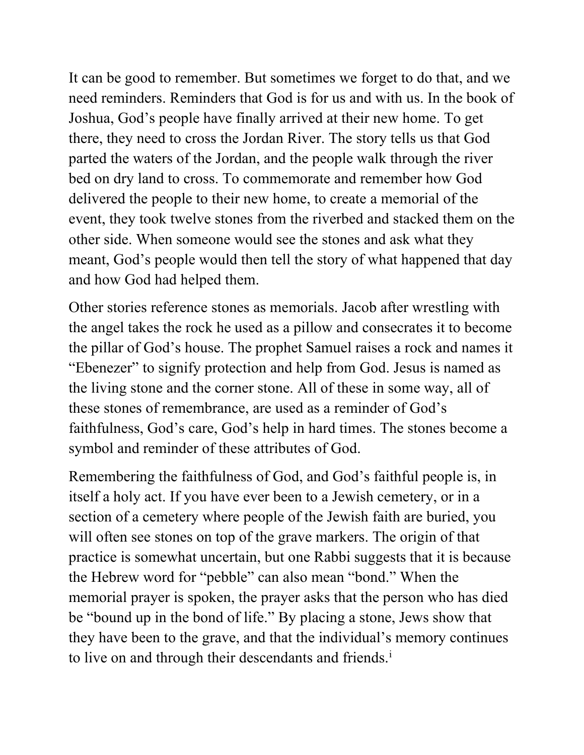It can be good to remember. But sometimes we forget to do that, and we need reminders. Reminders that God is for us and with us. In the book of Joshua, God's people have finally arrived at their new home. To get there, they need to cross the Jordan River. The story tells us that God parted the waters of the Jordan, and the people walk through the river bed on dry land to cross. To commemorate and remember how God delivered the people to their new home, to create a memorial of the event, they took twelve stones from the riverbed and stacked them on the other side. When someone would see the stones and ask what they meant, God's people would then tell the story of what happened that day and how God had helped them.

Other stories reference stones as memorials. Jacob after wrestling with the angel takes the rock he used as a pillow and consecrates it to become the pillar of God's house. The prophet Samuel raises a rock and names it "Ebenezer" to signify protection and help from God. Jesus is named as the living stone and the corner stone. All of these in some way, all of these stones of remembrance, are used as a reminder of God's faithfulness, God's care, God's help in hard times. The stones become a symbol and reminder of these attributes of God.

Remembering the faithfulness of God, and God's faithful people is, in itself a holy act. If you have ever been to a Jewish cemetery, or in a section of a cemetery where people of the Jewish faith are buried, you will often see stones on top of the grave markers. The origin of that practice is somewhat uncertain, but one Rabbi suggests that it is because the Hebrew word for "pebble" can also mean "bond." When the memorial prayer is spoken, the prayer asks that the person who has died be "bound up in the bond of life." By placing a stone, Jews show that they have been to the grave, and that the individual's memory continues to live on and through their descendants and friends.[i]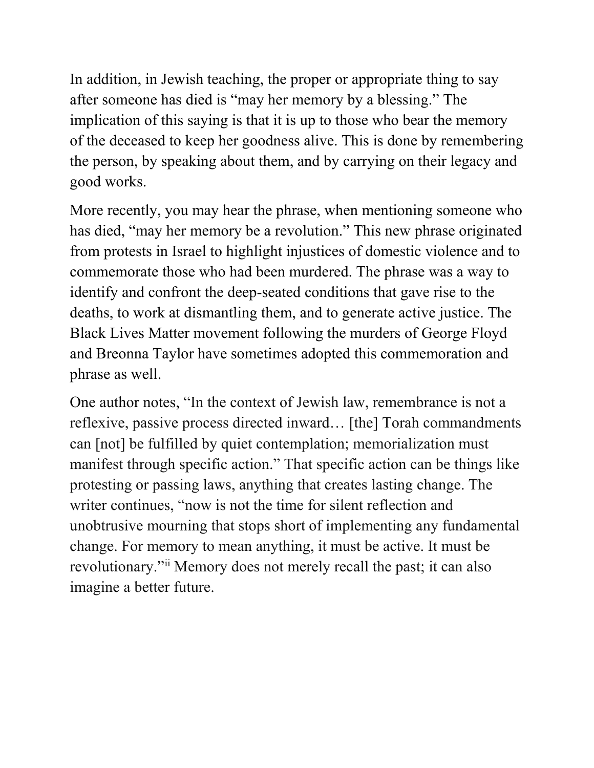In addition, in Jewish teaching, the proper or appropriate thing to say after someone has died is "may her memory by a blessing." The implication of this saying is that it is up to those who bear the memory of the deceased to keep her goodness alive. This is done by remembering the person, by speaking about them, and by carrying on their legacy and good works.

More recently, you may hear the phrase, when mentioning someone who has died, "may her memory be a revolution." This new phrase originated from protests in Israel to highlight injustices of domestic violence and to commemorate those who had been murdered. The phrase was a way to identify and confront the deep-seated conditions that gave rise to the deaths, to work at dismantling them, and to generate active justice. The Black Lives Matter movement following the murders of George Floyd and Breonna Taylor have sometimes adopted this commemoration and phrase as well.

One author notes, "In the context of Jewish law, remembrance is not a reflexive, passive process directed inward… [the] Torah commandments can [not] be fulfilled by quiet contemplation; memorialization must manifest through specific action." That specific action can be things like protesting or passing laws, anything that creates lasting change. The writer continues, "now is not the time for silent reflection and unobtrusive mourning that stops short of implementing any fundamental change. For memory to mean anything, it must be active. It must be revolutionary."[ii] Memory does not merely recall the past; it can also imagine a better future.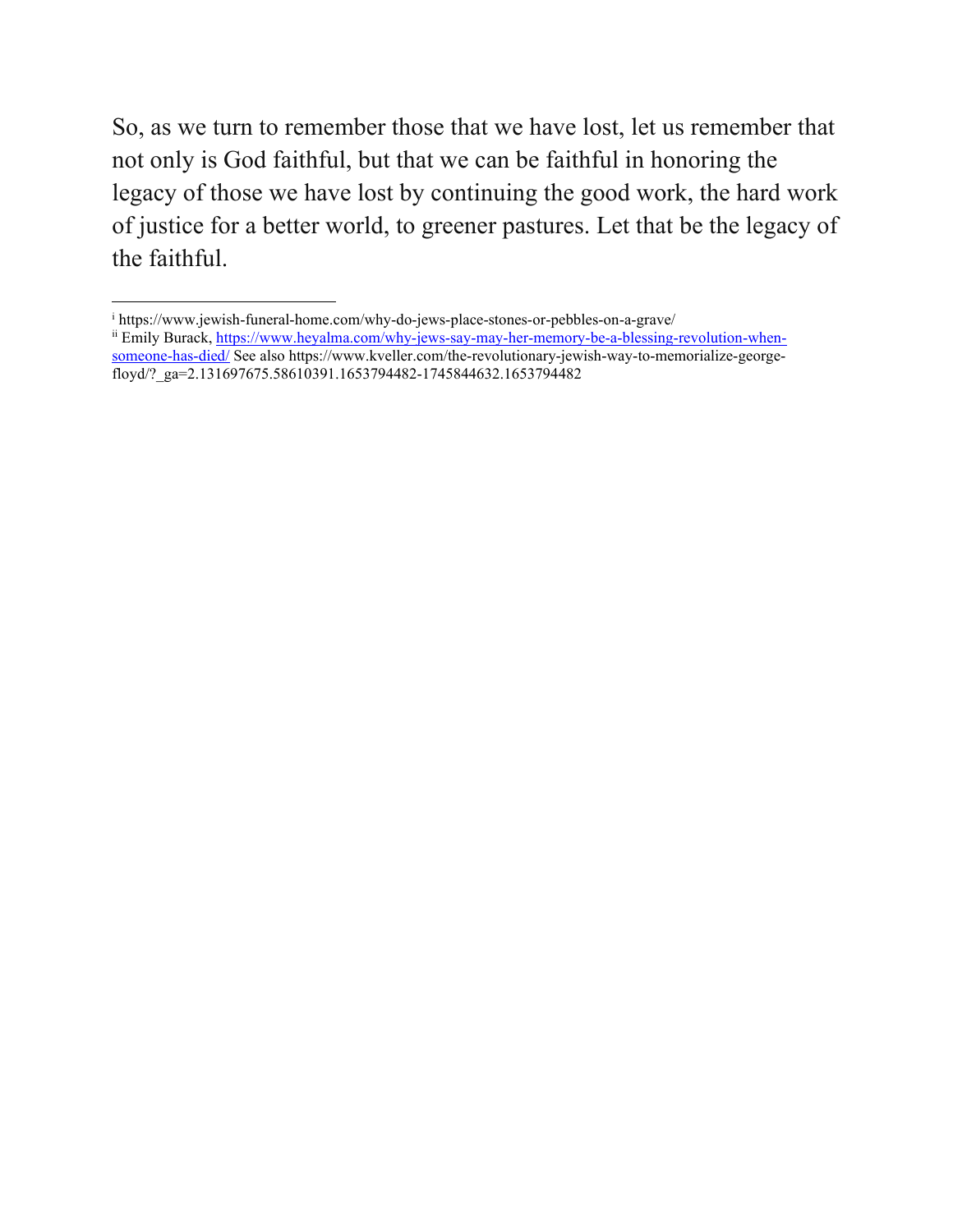So, as we turn to remember those that we have lost, let us remember that not only is God faithful, but that we can be faithful in honoring the legacy of those we have lost by continuing the good work, the hard work of justice for a better world, to greener pastures. Let that be the legacy of the faithful.

---

[i] https://www.jewish-funeral-home.com/why-do-jews-place-stones-or-pebbles-on-a-grave/

[ii] Emily Burack, https://www.heyalma.com/why-jews-say-may-her-memory-be-a-blessing-revolution-when-someone-has-died/ See also https://www.kveller.com/the-revolutionary-jewish-way-to-memorialize-george-floyd/?_ga=2.131697675.58610391.1653794482-1745844632.1653794482